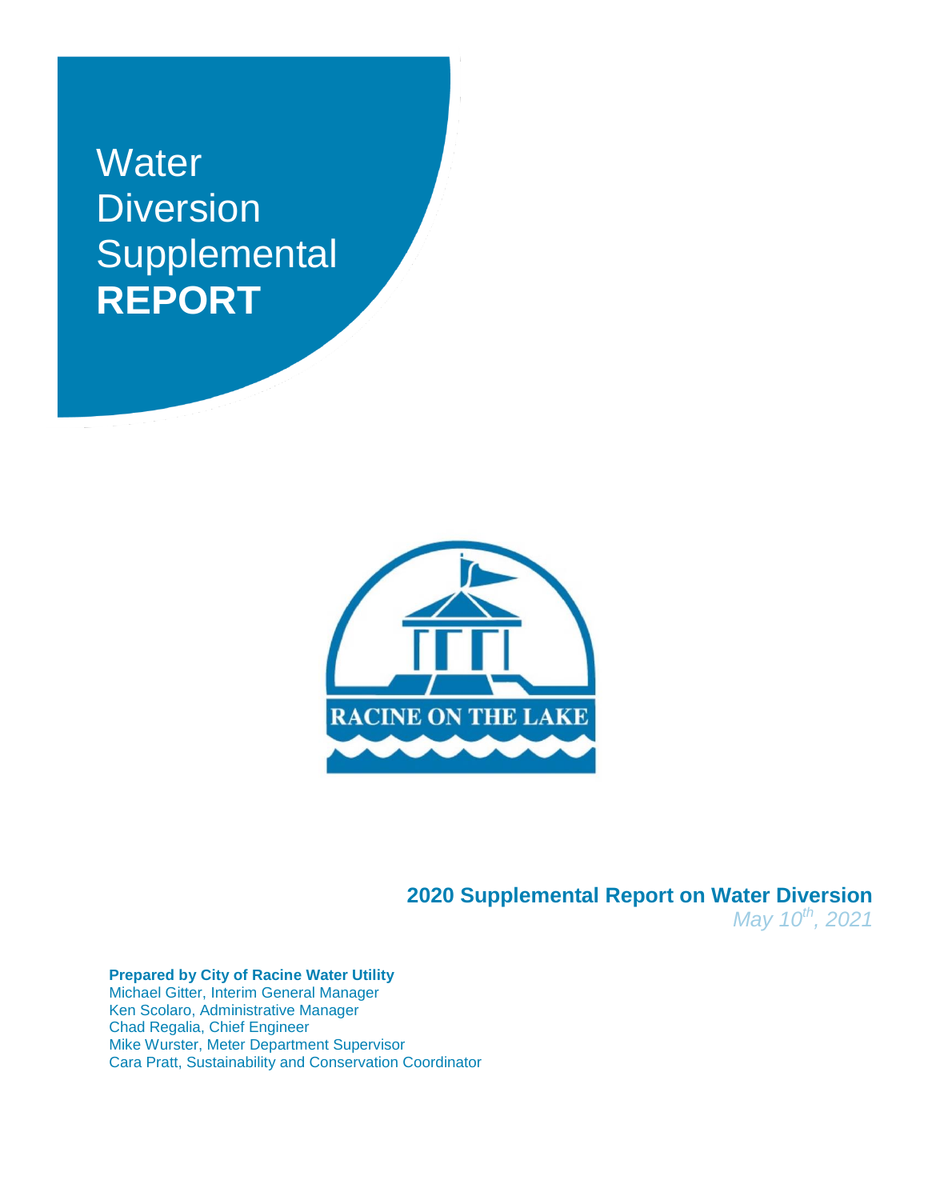# Water Diversion Supplemental **REPORT**

RACINE ON THE LAKE

**2020 Supplemental Report on Water Diversion**

*May 10th, 2021*

**Prepared by City of Racine Water Utility**

Michael Gitter, Interim General Manager
Ken Scolaro, Administrative Manager
Chad Regalia, Chief Engineer
Mike Wurster, Meter Department Supervisor
Cara Pratt, Sustainability and Conservation Coordinator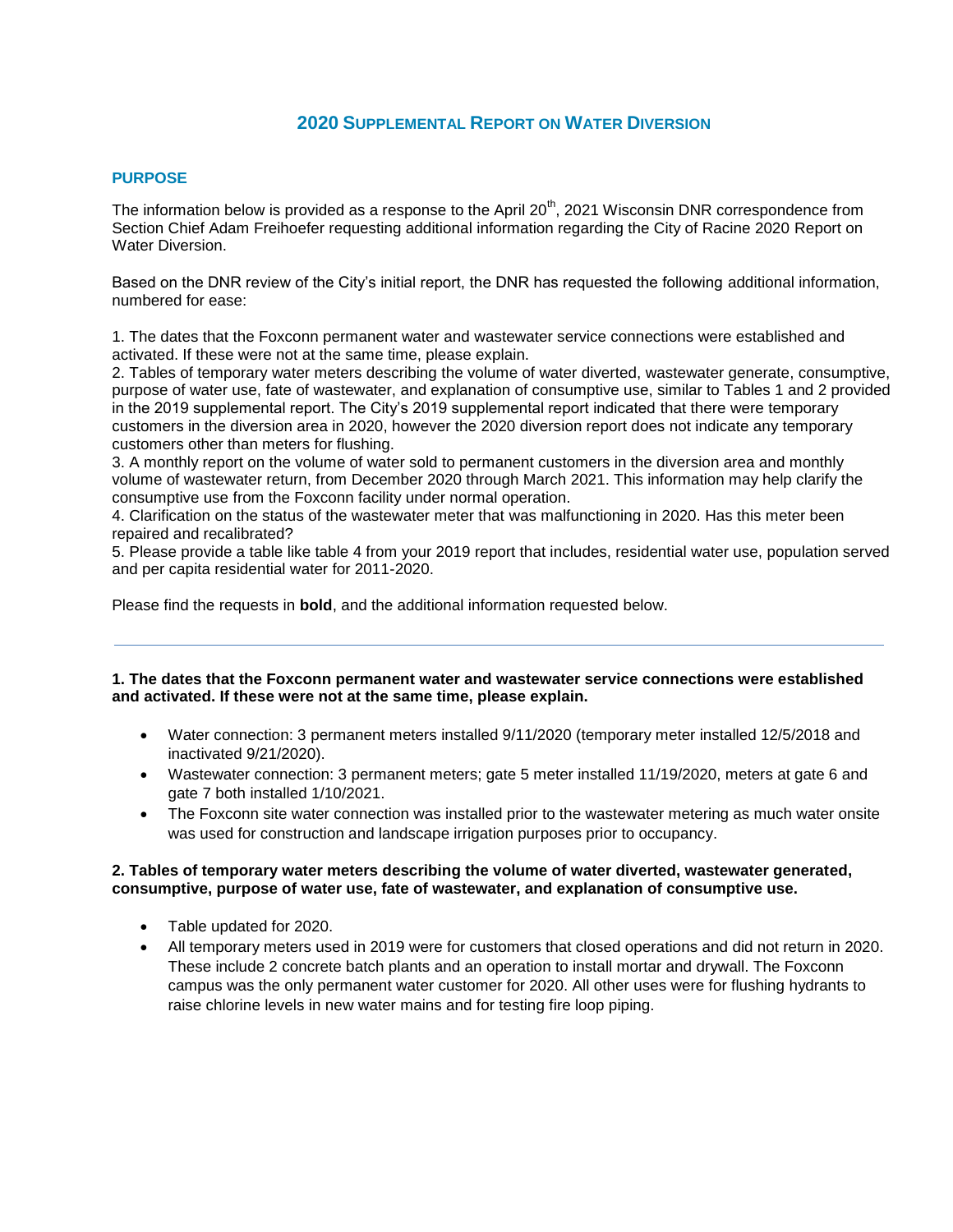# 2020 Supplemental Report on Water Diversion

## PURPOSE

The information below is provided as a response to the April 20th, 2021 Wisconsin DNR correspondence from Section Chief Adam Freihoefer requesting additional information regarding the City of Racine 2020 Report on Water Diversion.

Based on the DNR review of the City's initial report, the DNR has requested the following additional information, numbered for ease:

1. The dates that the Foxconn permanent water and wastewater service connections were established and activated. If these were not at the same time, please explain.
2. Tables of temporary water meters describing the volume of water diverted, wastewater generate, consumptive, purpose of water use, fate of wastewater, and explanation of consumptive use, similar to Tables 1 and 2 provided in the 2019 supplemental report. The City's 2019 supplemental report indicated that there were temporary customers in the diversion area in 2020, however the 2020 diversion report does not indicate any temporary customers other than meters for flushing.
3. A monthly report on the volume of water sold to permanent customers in the diversion area and monthly volume of wastewater return, from December 2020 through March 2021. This information may help clarify the consumptive use from the Foxconn facility under normal operation.
4. Clarification on the status of the wastewater meter that was malfunctioning in 2020. Has this meter been repaired and recalibrated?
5. Please provide a table like table 4 from your 2019 report that includes, residential water use, population served and per capita residential water for 2011-2020.

Please find the requests in **bold**, and the additional information requested below.

---

**1. The dates that the Foxconn permanent water and wastewater service connections were established and activated. If these were not at the same time, please explain.**

- Water connection: 3 permanent meters installed 9/11/2020 (temporary meter installed 12/5/2018 and inactivated 9/21/2020).
- Wastewater connection: 3 permanent meters; gate 5 meter installed 11/19/2020, meters at gate 6 and gate 7 both installed 1/10/2021.
- The Foxconn site water connection was installed prior to the wastewater metering as much water onsite was used for construction and landscape irrigation purposes prior to occupancy.

**2. Tables of temporary water meters describing the volume of water diverted, wastewater generated, consumptive, purpose of water use, fate of wastewater, and explanation of consumptive use.**

- Table updated for 2020.
- All temporary meters used in 2019 were for customers that closed operations and did not return in 2020. These include 2 concrete batch plants and an operation to install mortar and drywall. The Foxconn campus was the only permanent water customer for 2020. All other uses were for flushing hydrants to raise chlorine levels in new water mains and for testing fire loop piping.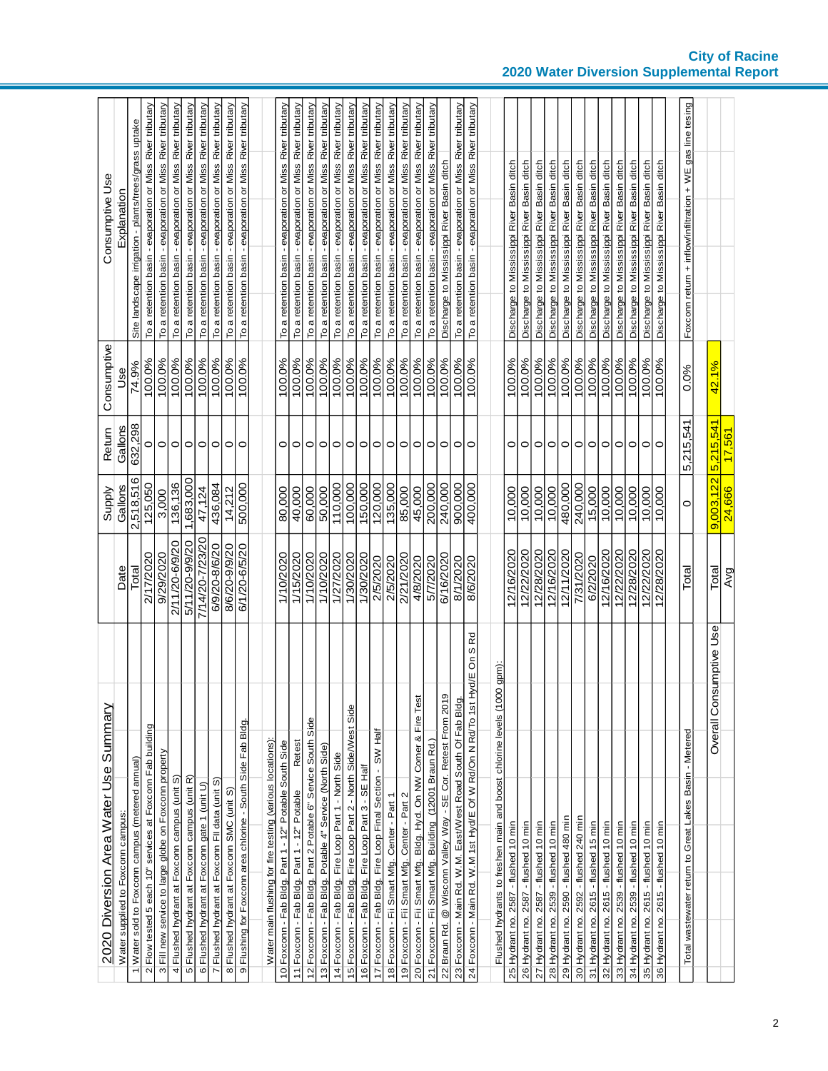# City of Racine
## 2020 Water Diversion Supplemental Report

| 2020 Diversion Area Water Use Summary | Date | Supply Gallons | Return Gallons | Consumptive Use | Consumptive Use Explanation |
|---|---|---|---|---|---|
| Water supplied to Foxconn campus: | | | | | |
| 1 Water sold to Foxconn campus (metered annual) | Total | 2,518,516 | 632,298 | 74.9% | Site landscape irrigation - plants/trees/grass uptake |
| 2 Flow tested 5 each 10" services at Foxconn Fab building | 2/17/2020 | 125,050 | 0 | 100.0% | To a retention basin - evaporation or Miss River tributary |
| 3 Fill new service to large globe on Foxconn property | 9/29/2020 | 3,000 | 0 | 100.0% | To a retention basin - evaporation or Miss River tributary |
| 4 Flushed hydrant at Foxconn campus (unit S) | 2/11/20-6/9/20 | 136,136 | 0 | 100.0% | To a retention basin - evaporation or Miss River tributary |
| 5 Flushed hydrant at Foxconn campus (unit R) | 5/11/20-9/9/20 | 1,683,000 | 0 | 100.0% | To a retention basin - evaporation or Miss River tributary |
| 6 Flushed hydrant at Foxconn gate 1 (unit U) | 7/14/20-7/23/20 | 47,124 | 0 | 100.0% | To a retention basin - evaporation or Miss River tributary |
| 7 Flushed hydrant at Foxconn FII data (unit S) | 6/9/20-8/6/20 | 436,084 | 0 | 100.0% | To a retention basin - evaporation or Miss River tributary |
| 8 Flushed hydrant at Foxconn SMC (unit S) | 8/6/20-9/9/20 | 14,212 | 0 | 100.0% | To a retention basin - evaporation or Miss River tributary |
| 9 Flushing for Foxconn area chlorine - South Side Fab Bldg. | 6/1/20-6/5/20 | 500,000 | 0 | 100.0% | To a retention basin - evaporation or Miss River tributary |
| Water main flushing for fire testing (various locations): | | | | | |
| 10 Foxconn - Fab Bldg. Part 1 - 12" Potable South Side | 1/10/2020 | 80,000 | 0 | 100.0% | To a retention basin - evaporation or Miss River tributary |
| 11 Foxconn - Fab Bldg. Part 1 - 12" Potable Retest | 1/15/2020 | 40,000 | 0 | 100.0% | To a retention basin - evaporation or Miss River tributary |
| 12 Foxconn - Fab Bldg. Part 2 Potable 6" Service South Side | 1/10/2020 | 60,000 | 0 | 100.0% | To a retention basin - evaporation or Miss River tributary |
| 13 Foxconn - Fab Bldg. Potable 4" Service (North Side) | 1/10/2020 | 50,000 | 0 | 100.0% | To a retention basin - evaporation or Miss River tributary |
| 14 Foxconn - Fab Bldg. Fire Loop Part 1 - North Side | 1/27/2020 | 110,000 | 0 | 100.0% | To a retention basin - evaporation or Miss River tributary |
| 15 Foxconn - Fab Bldg. Fire Loop Part 2 - North Side/West Side | 1/30/2020 | 100,000 | 0 | 100.0% | To a retention basin - evaporation or Miss River tributary |
| 16 Foxconn - Fab Bldg. Fire Loop Part 3 - SE Half | 1/30/2020 | 150,000 | 0 | 100.0% | To a retention basin - evaporation or Miss River tributary |
| 17 Foxconn - Fab Bldg. Fire Loop Final Section - SW Half | 2/5/2020 | 120,000 | 0 | 100.0% | To a retention basin - evaporation or Miss River tributary |
| 18 Foxconn - Fii Smart Mfg. Center - Part 1 | 2/5/2020 | 135,000 | 0 | 100.0% | To a retention basin - evaporation or Miss River tributary |
| 19 Foxconn - Fii Smart Mfg. Center - Part 2 | 2/21/2020 | 85,000 | 0 | 100.0% | To a retention basin - evaporation or Miss River tributary |
| 20 Foxconn - Fii Smart Mfg. Bldg. Hyd. On NW Corner & Fire Test | 4/8/2020 | 45,000 | 0 | 100.0% | To a retention basin - evaporation or Miss River tributary |
| 21 Foxconn - Fii Smart Mfg. Building (12001 Braun Rd.) | 5/7/2020 | 200,000 | 0 | 100.0% | To a retention basin - evaporation or Miss River tributary |
| 22 Braun Rd. @ Wisconn Valley Way - SE Cor. Retest From 2019 | 6/16/2020 | 240,000 | 0 | 100.0% | Discharge to Mississippi River Basin ditch |
| 23 Foxconn - Main Rd. W.M. East/West Road South Of Fab Bldg. | 8/1/2020 | 900,000 | 0 | 100.0% | To a retention basin - evaporation or Miss River tributary |
| 24 Foxconn - Main Rd. W.M 1st Hyd/E Of W Rd/On N Rd/To 1st Hyd/E On S Rd | 8/6/2020 | 400,000 | 0 | 100.0% | To a retention basin - evaporation or Miss River tributary |
| Flushed hydrants to freshen main and boost chlorine levels (1000 gpm): | | | | | |
| 25 Hydrant no. 2587 - flushed 10 min | 12/16/2020 | 10,000 | 0 | 100.0% | Discharge to Mississippi River Basin ditch |
| 26 Hydrant no. 2587 - flushed 10 min | 12/22/2020 | 10,000 | 0 | 100.0% | Discharge to Mississippi River Basin ditch |
| 27 Hydrant no. 2587 - flushed 10 min | 12/28/2020 | 10,000 | 0 | 100.0% | Discharge to Mississippi River Basin ditch |
| 28 Hydrant no. 2539 - flushed 10 min | 12/16/2020 | 10,000 | 0 | 100.0% | Discharge to Mississippi River Basin ditch |
| 29 Hydrant no. 2590 - flushed 480 min | 12/11/2020 | 480,000 | 0 | 100.0% | Discharge to Mississippi River Basin ditch |
| 30 Hydrant no. 2592 - flushed 240 min | 7/31/2020 | 240,000 | 0 | 100.0% | Discharge to Mississippi River Basin ditch |
| 31 Hydrant no. 2615 - flushed 15 min | 6/2/2020 | 15,000 | 0 | 100.0% | Discharge to Mississippi River Basin ditch |
| 32 Hydrant no. 2615 - flushed 10 min | 12/16/2020 | 10,000 | 0 | 100.0% | Discharge to Mississippi River Basin ditch |
| 33 Hydrant no. 2539 - flushed 10 min | 12/22/2020 | 10,000 | 0 | 100.0% | Discharge to Mississippi River Basin ditch |
| 34 Hydrant no. 2539 - flushed 10 min | 12/28/2020 | 10,000 | 0 | 100.0% | Discharge to Mississippi River Basin ditch |
| 35 Hydrant no. 2615 - flushed 10 min | 12/22/2020 | 10,000 | 0 | 100.0% | Discharge to Mississippi River Basin ditch |
| 36 Hydrant no. 2615 - flushed 10 min | 12/28/2020 | 10,000 | 0 | 100.0% | Discharge to Mississippi River Basin ditch |
| Total wastewater return to Great Lakes Basin - Metered | Total | 0 | 5,215,541 | 0.0% | Foxconn return + inflow/infiltration + WE gas line tesing |
| Overall Consumptive Use | Total | 9,003,122 | 5,215,541 | 42.1% | |
| | Avg | 24,666 | 17,561 | | |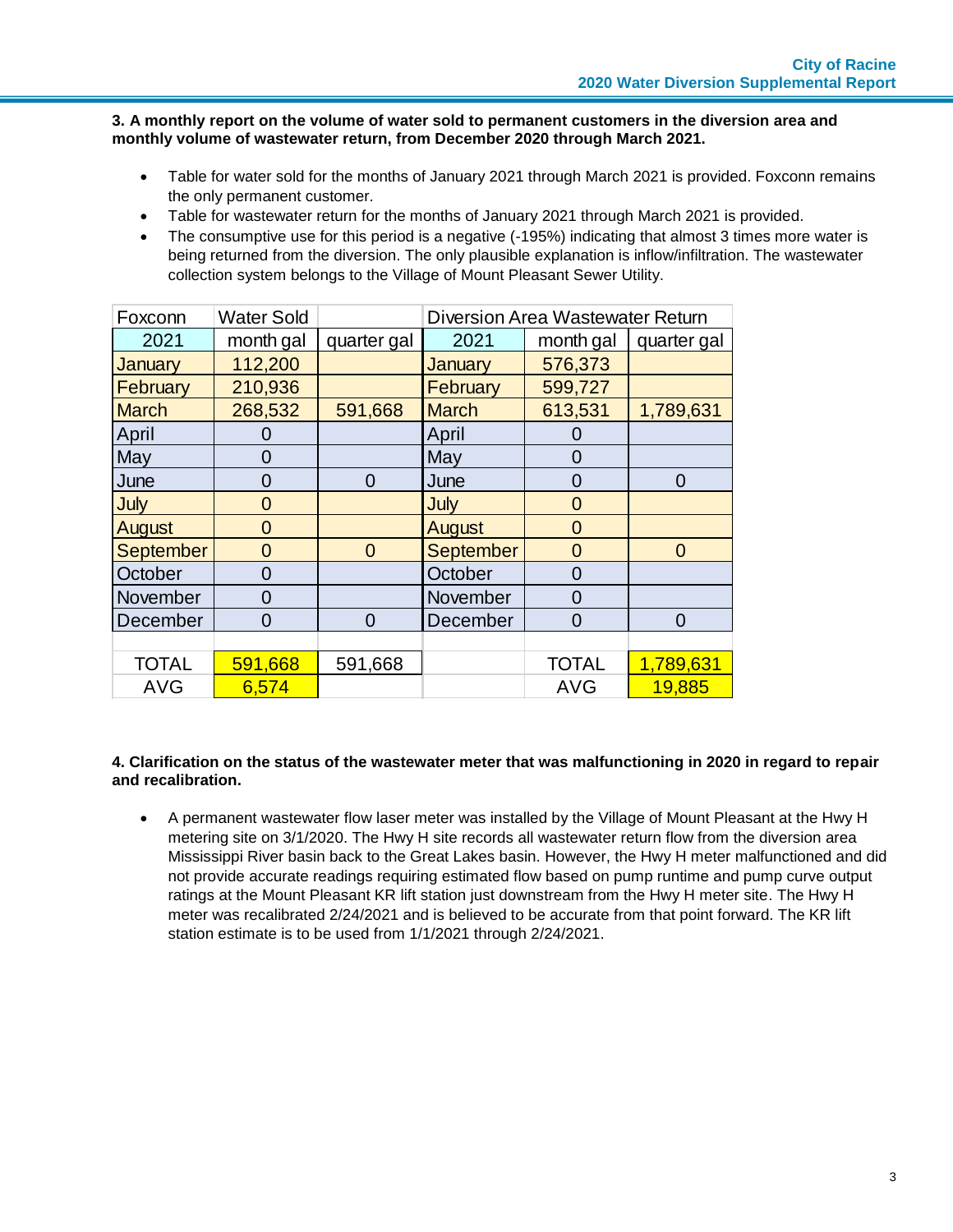**3. A monthly report on the volume of water sold to permanent customers in the diversion area and monthly volume of wastewater return, from December 2020 through March 2021.**

- Table for water sold for the months of January 2021 through March 2021 is provided. Foxconn remains the only permanent customer.
- Table for wastewater return for the months of January 2021 through March 2021 is provided.
- The consumptive use for this period is a negative (-195%) indicating that almost 3 times more water is being returned from the diversion. The only plausible explanation is inflow/infiltration. The wastewater collection system belongs to the Village of Mount Pleasant Sewer Utility.

| Foxconn | Water Sold | | Diversion Area Wastewater Return | | |
|---|---|---|---|---|---|
| 2021 | month gal | quarter gal | 2021 | month gal | quarter gal |
| January | 112,200 | | January | 576,373 | |
| February | 210,936 | | February | 599,727 | |
| March | 268,532 | 591,668 | March | 613,531 | 1,789,631 |
| April | 0 | | April | 0 | |
| May | 0 | | May | 0 | |
| June | 0 | 0 | June | 0 | 0 |
| July | 0 | | July | 0 | |
| August | 0 | | August | 0 | |
| September | 0 | 0 | September | 0 | 0 |
| October | 0 | | October | 0 | |
| November | 0 | | November | 0 | |
| December | 0 | 0 | December | 0 | 0 |
| | | | | | |
| TOTAL | 591,668 | 591,668 | | TOTAL | 1,789,631 |
| AVG | 6,574 | | | AVG | 19,885 |

**4. Clarification on the status of the wastewater meter that was malfunctioning in 2020 in regard to repair and recalibration.**

- A permanent wastewater flow laser meter was installed by the Village of Mount Pleasant at the Hwy H metering site on 3/1/2020. The Hwy H site records all wastewater return flow from the diversion area Mississippi River basin back to the Great Lakes basin. However, the Hwy H meter malfunctioned and did not provide accurate readings requiring estimated flow based on pump runtime and pump curve output ratings at the Mount Pleasant KR lift station just downstream from the Hwy H meter site. The Hwy H meter was recalibrated 2/24/2021 and is believed to be accurate from that point forward. The KR lift station estimate is to be used from 1/1/2021 through 2/24/2021.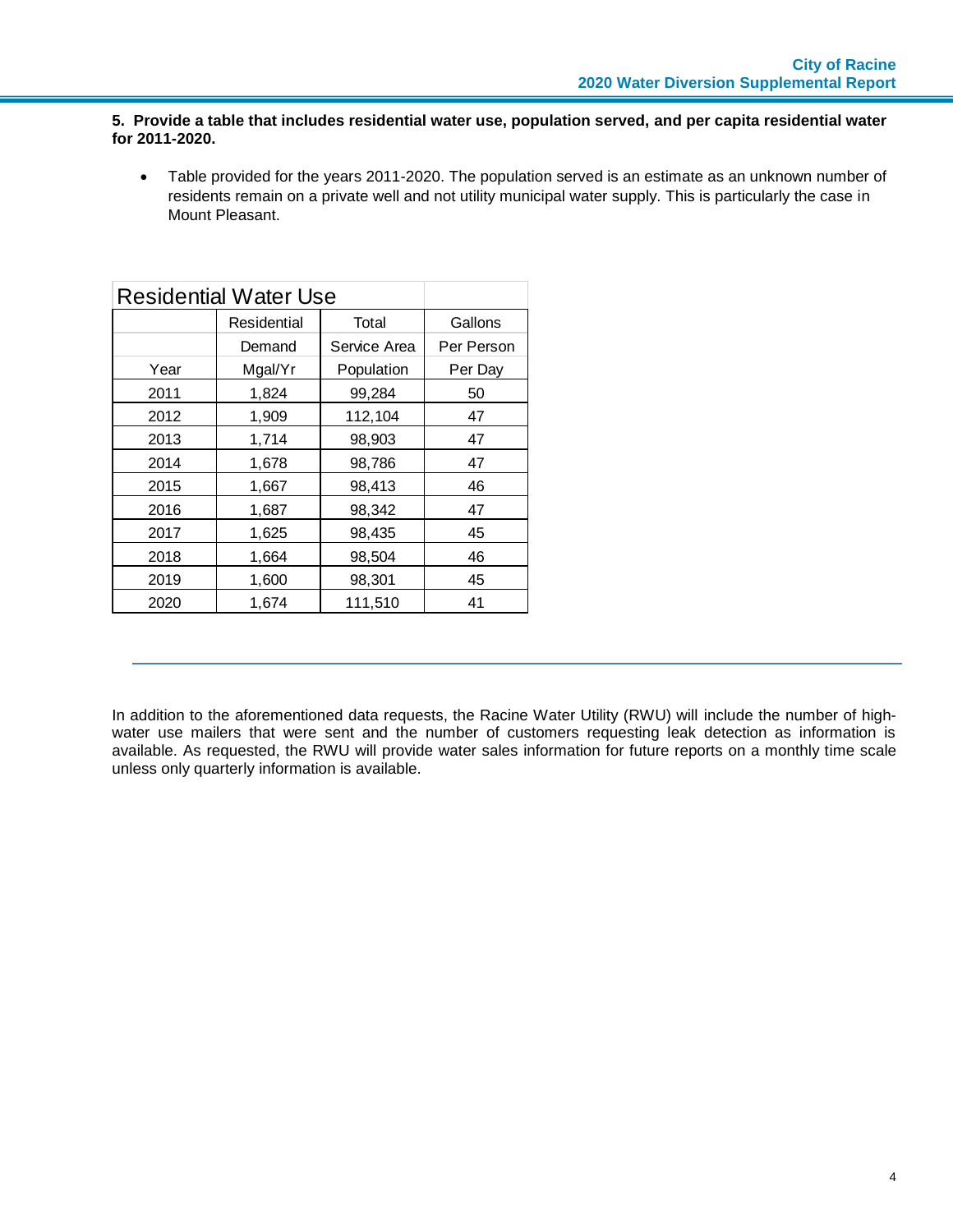**5. Provide a table that includes residential water use, population served, and per capita residential water for 2011-2020.**

- Table provided for the years 2011-2020. The population served is an estimate as an unknown number of residents remain on a private well and not utility municipal water supply. This is particularly the case in Mount Pleasant.

Residential Water Use

| Year | Residential Demand Mgal/Yr | Total Service Area Population | Gallons Per Person Per Day |
|---|---|---|---|
| 2011 | 1,824 | 99,284 | 50 |
| 2012 | 1,909 | 112,104 | 47 |
| 2013 | 1,714 | 98,903 | 47 |
| 2014 | 1,678 | 98,786 | 47 |
| 2015 | 1,667 | 98,413 | 46 |
| 2016 | 1,687 | 98,342 | 47 |
| 2017 | 1,625 | 98,435 | 45 |
| 2018 | 1,664 | 98,504 | 46 |
| 2019 | 1,600 | 98,301 | 45 |
| 2020 | 1,674 | 111,510 | 41 |

---

In addition to the aforementioned data requests, the Racine Water Utility (RWU) will include the number of high-water use mailers that were sent and the number of customers requesting leak detection as information is available. As requested, the RWU will provide water sales information for future reports on a monthly time scale unless only quarterly information is available.